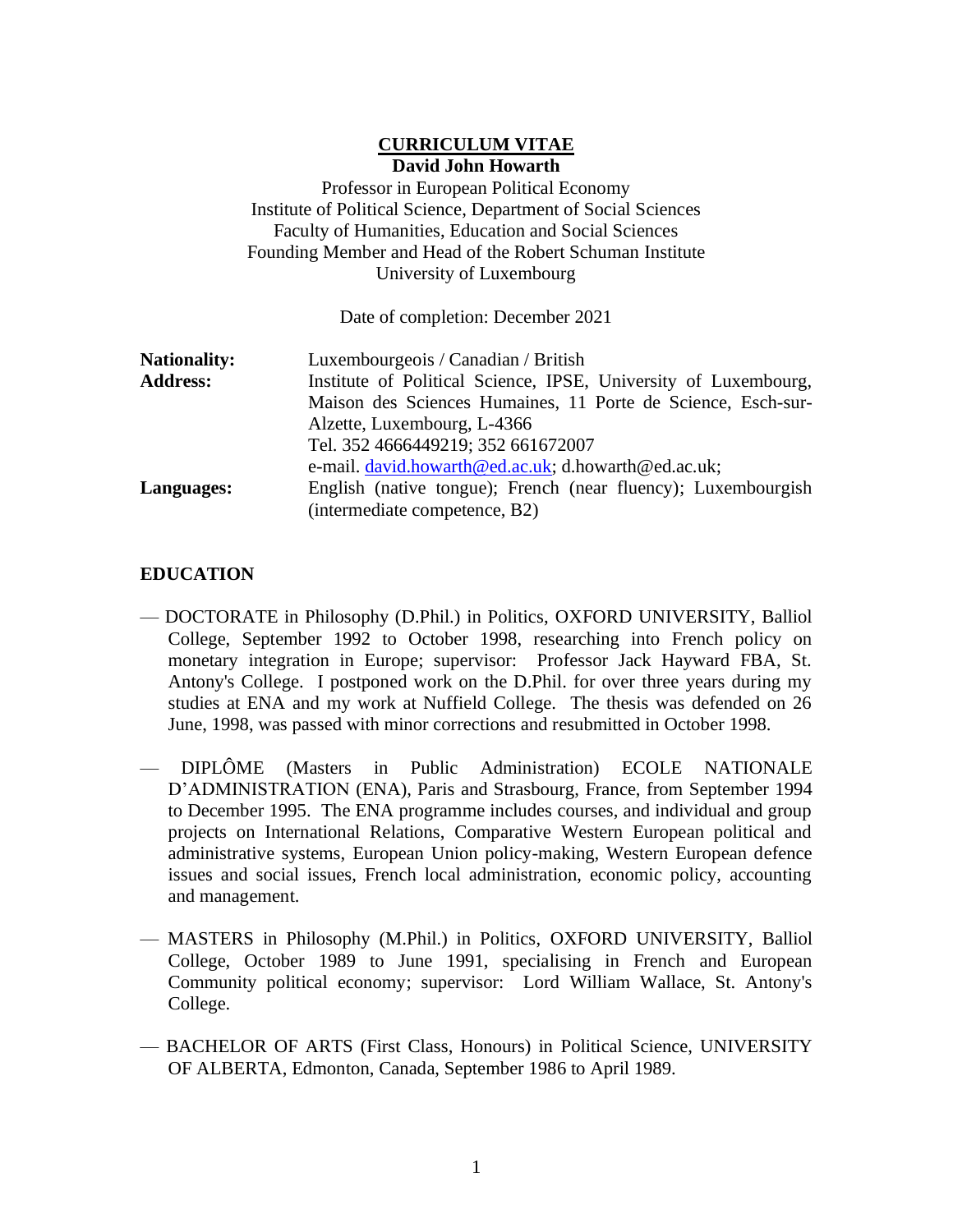# CURRICULUM VITAE

**David John Howarth**

Professor in European Political Economy
Institute of Political Science, Department of Social Sciences
Faculty of Humanities, Education and Social Sciences
Founding Member and Head of the Robert Schuman Institute
University of Luxembourg

Date of completion: December 2021

| | |
|---|---|
| **Nationality:** | Luxembourgeois / Canadian / British |
| **Address:** | Institute of Political Science, IPSE, University of Luxembourg, Maison des Sciences Humaines, 11 Porte de Science, Esch-sur-Alzette, Luxembourg, L-4366<br>Tel. 352 4666449219; 352 661672007<br>e-mail. [david.howarth@ed.ac.uk](mailto:david.howarth@ed.ac.uk); d.howarth@ed.ac.uk; |
| **Languages:** | English (native tongue); French (near fluency); Luxembourgish (intermediate competence, B2) |

## EDUCATION

— DOCTORATE in Philosophy (D.Phil.) in Politics, OXFORD UNIVERSITY, Balliol College, September 1992 to October 1998, researching into French policy on monetary integration in Europe; supervisor: Professor Jack Hayward FBA, St. Antony's College. I postponed work on the D.Phil. for over three years during my studies at ENA and my work at Nuffield College. The thesis was defended on 26 June, 1998, was passed with minor corrections and resubmitted in October 1998.

— DIPLÔME (Masters in Public Administration) ECOLE NATIONALE D'ADMINISTRATION (ENA), Paris and Strasbourg, France, from September 1994 to December 1995. The ENA programme includes courses, and individual and group projects on International Relations, Comparative Western European political and administrative systems, European Union policy-making, Western European defence issues and social issues, French local administration, economic policy, accounting and management.

— MASTERS in Philosophy (M.Phil.) in Politics, OXFORD UNIVERSITY, Balliol College, October 1989 to June 1991, specialising in French and European Community political economy; supervisor: Lord William Wallace, St. Antony's College.

— BACHELOR OF ARTS (First Class, Honours) in Political Science, UNIVERSITY OF ALBERTA, Edmonton, Canada, September 1986 to April 1989.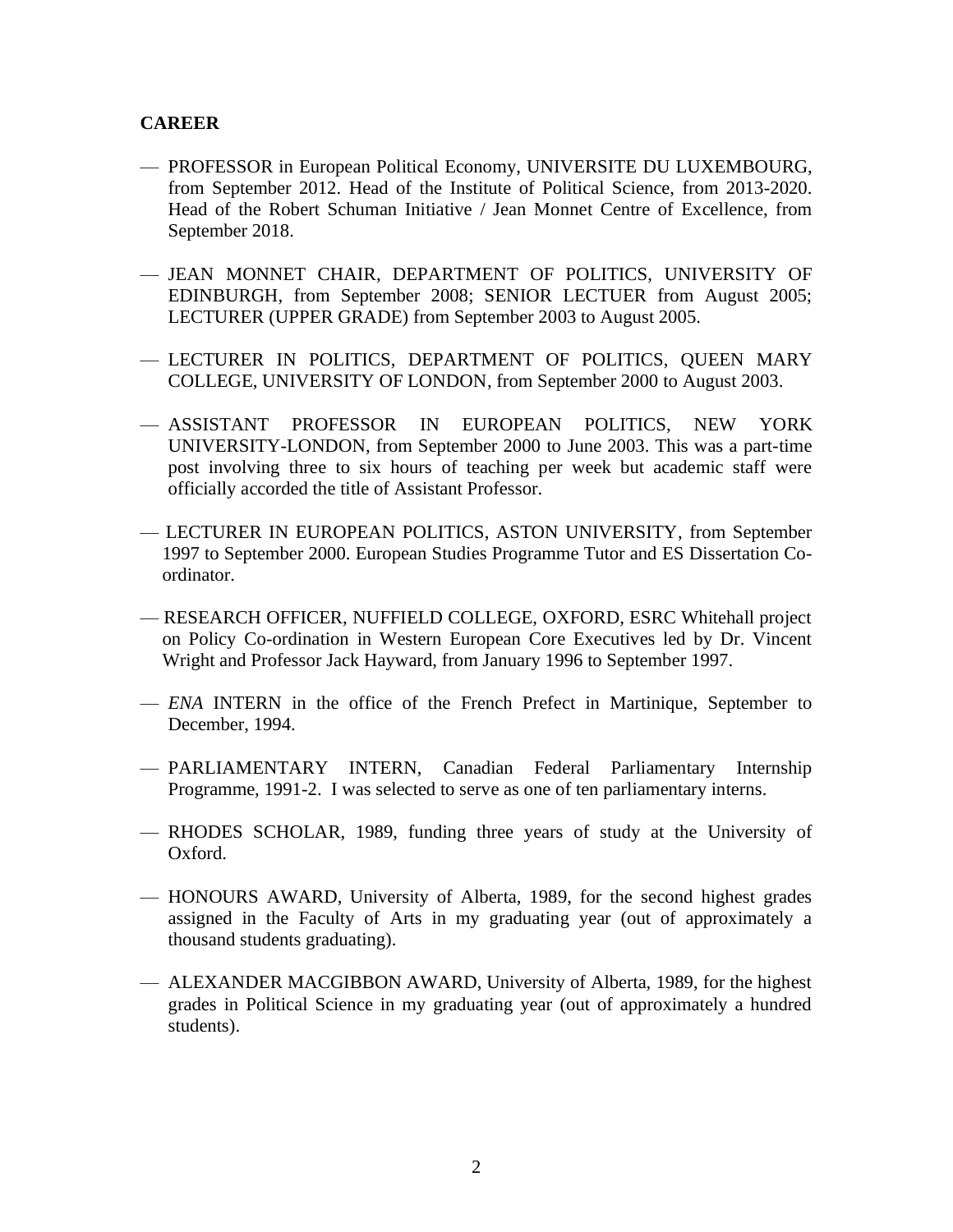**CAREER**

- PROFESSOR in European Political Economy, UNIVERSITE DU LUXEMBOURG, from September 2012. Head of the Institute of Political Science, from 2013-2020. Head of the Robert Schuman Initiative / Jean Monnet Centre of Excellence, from September 2018.

- JEAN MONNET CHAIR, DEPARTMENT OF POLITICS, UNIVERSITY OF EDINBURGH, from September 2008; SENIOR LECTUER from August 2005; LECTURER (UPPER GRADE) from September 2003 to August 2005.

- LECTURER IN POLITICS, DEPARTMENT OF POLITICS, QUEEN MARY COLLEGE, UNIVERSITY OF LONDON, from September 2000 to August 2003.

- ASSISTANT PROFESSOR IN EUROPEAN POLITICS, NEW YORK UNIVERSITY-LONDON, from September 2000 to June 2003. This was a part-time post involving three to six hours of teaching per week but academic staff were officially accorded the title of Assistant Professor.

- LECTURER IN EUROPEAN POLITICS, ASTON UNIVERSITY, from September 1997 to September 2000. European Studies Programme Tutor and ES Dissertation Co-ordinator.

- RESEARCH OFFICER, NUFFIELD COLLEGE, OXFORD, ESRC Whitehall project on Policy Co-ordination in Western European Core Executives led by Dr. Vincent Wright and Professor Jack Hayward, from January 1996 to September 1997.

- *ENA* INTERN in the office of the French Prefect in Martinique, September to December, 1994.

- PARLIAMENTARY INTERN, Canadian Federal Parliamentary Internship Programme, 1991-2. I was selected to serve as one of ten parliamentary interns.

- RHODES SCHOLAR, 1989, funding three years of study at the University of Oxford.

- HONOURS AWARD, University of Alberta, 1989, for the second highest grades assigned in the Faculty of Arts in my graduating year (out of approximately a thousand students graduating).

- ALEXANDER MACGIBBON AWARD, University of Alberta, 1989, for the highest grades in Political Science in my graduating year (out of approximately a hundred students).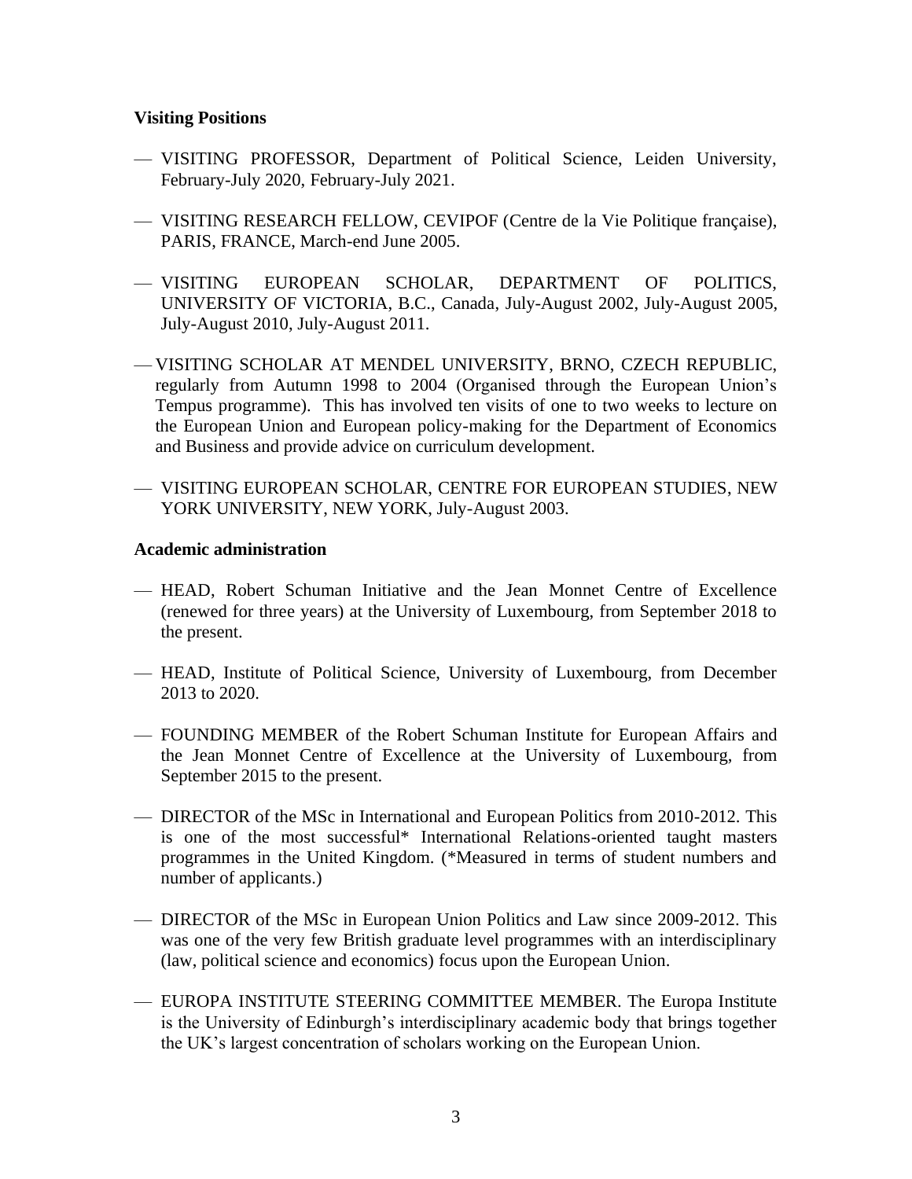**Visiting Positions**

- VISITING PROFESSOR, Department of Political Science, Leiden University, February-July 2020, February-July 2021.

- VISITING RESEARCH FELLOW, CEVIPOF (Centre de la Vie Politique française), PARIS, FRANCE, March-end June 2005.

- VISITING EUROPEAN SCHOLAR, DEPARTMENT OF POLITICS, UNIVERSITY OF VICTORIA, B.C., Canada, July-August 2002, July-August 2005, July-August 2010, July-August 2011.

- VISITING SCHOLAR AT MENDEL UNIVERSITY, BRNO, CZECH REPUBLIC, regularly from Autumn 1998 to 2004 (Organised through the European Union's Tempus programme). This has involved ten visits of one to two weeks to lecture on the European Union and European policy-making for the Department of Economics and Business and provide advice on curriculum development.

- VISITING EUROPEAN SCHOLAR, CENTRE FOR EUROPEAN STUDIES, NEW YORK UNIVERSITY, NEW YORK, July-August 2003.

**Academic administration**

- HEAD, Robert Schuman Initiative and the Jean Monnet Centre of Excellence (renewed for three years) at the University of Luxembourg, from September 2018 to the present.

- HEAD, Institute of Political Science, University of Luxembourg, from December 2013 to 2020.

- FOUNDING MEMBER of the Robert Schuman Institute for European Affairs and the Jean Monnet Centre of Excellence at the University of Luxembourg, from September 2015 to the present.

- DIRECTOR of the MSc in International and European Politics from 2010-2012. This is one of the most successful* International Relations-oriented taught masters programmes in the United Kingdom. (*Measured in terms of student numbers and number of applicants.)

- DIRECTOR of the MSc in European Union Politics and Law since 2009-2012. This was one of the very few British graduate level programmes with an interdisciplinary (law, political science and economics) focus upon the European Union.

- EUROPA INSTITUTE STEERING COMMITTEE MEMBER. The Europa Institute is the University of Edinburgh's interdisciplinary academic body that brings together the UK's largest concentration of scholars working on the European Union.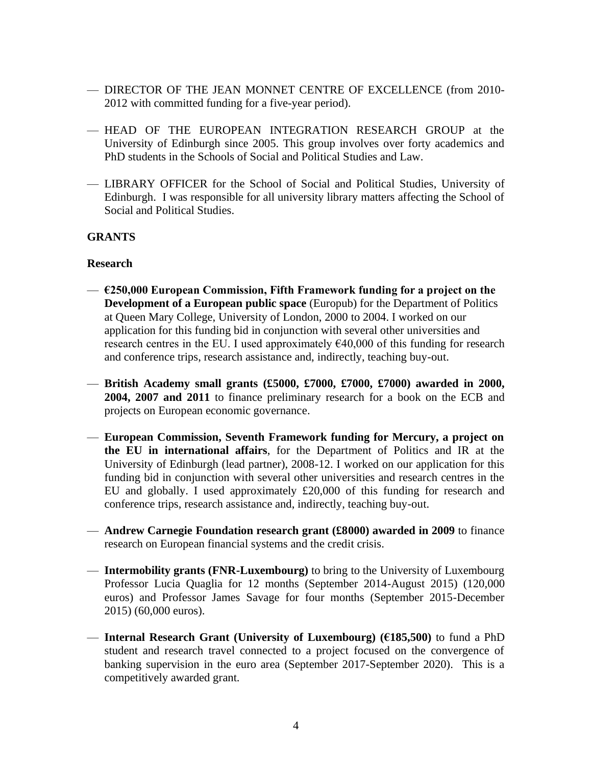- DIRECTOR OF THE JEAN MONNET CENTRE OF EXCELLENCE (from 2010-2012 with committed funding for a five-year period).

- HEAD OF THE EUROPEAN INTEGRATION RESEARCH GROUP at the University of Edinburgh since 2005. This group involves over forty academics and PhD students in the Schools of Social and Political Studies and Law.

- LIBRARY OFFICER for the School of Social and Political Studies, University of Edinburgh. I was responsible for all university library matters affecting the School of Social and Political Studies.

## GRANTS

### Research

- **€250,000 European Commission, Fifth Framework funding for a project on the Development of a European public space** (Europub) for the Department of Politics at Queen Mary College, University of London, 2000 to 2004. I worked on our application for this funding bid in conjunction with several other universities and research centres in the EU. I used approximately €40,000 of this funding for research and conference trips, research assistance and, indirectly, teaching buy-out.

- **British Academy small grants (£5000, £7000, £7000, £7000) awarded in 2000, 2004, 2007 and 2011** to finance preliminary research for a book on the ECB and projects on European economic governance.

- **European Commission, Seventh Framework funding for Mercury, a project on the EU in international affairs**, for the Department of Politics and IR at the University of Edinburgh (lead partner), 2008-12. I worked on our application for this funding bid in conjunction with several other universities and research centres in the EU and globally. I used approximately £20,000 of this funding for research and conference trips, research assistance and, indirectly, teaching buy-out.

- **Andrew Carnegie Foundation research grant (£8000) awarded in 2009** to finance research on European financial systems and the credit crisis.

- **Intermobility grants (FNR-Luxembourg)** to bring to the University of Luxembourg Professor Lucia Quaglia for 12 months (September 2014-August 2015) (120,000 euros) and Professor James Savage for four months (September 2015-December 2015) (60,000 euros).

- **Internal Research Grant (University of Luxembourg) (€185,500)** to fund a PhD student and research travel connected to a project focused on the convergence of banking supervision in the euro area (September 2017-September 2020). This is a competitively awarded grant.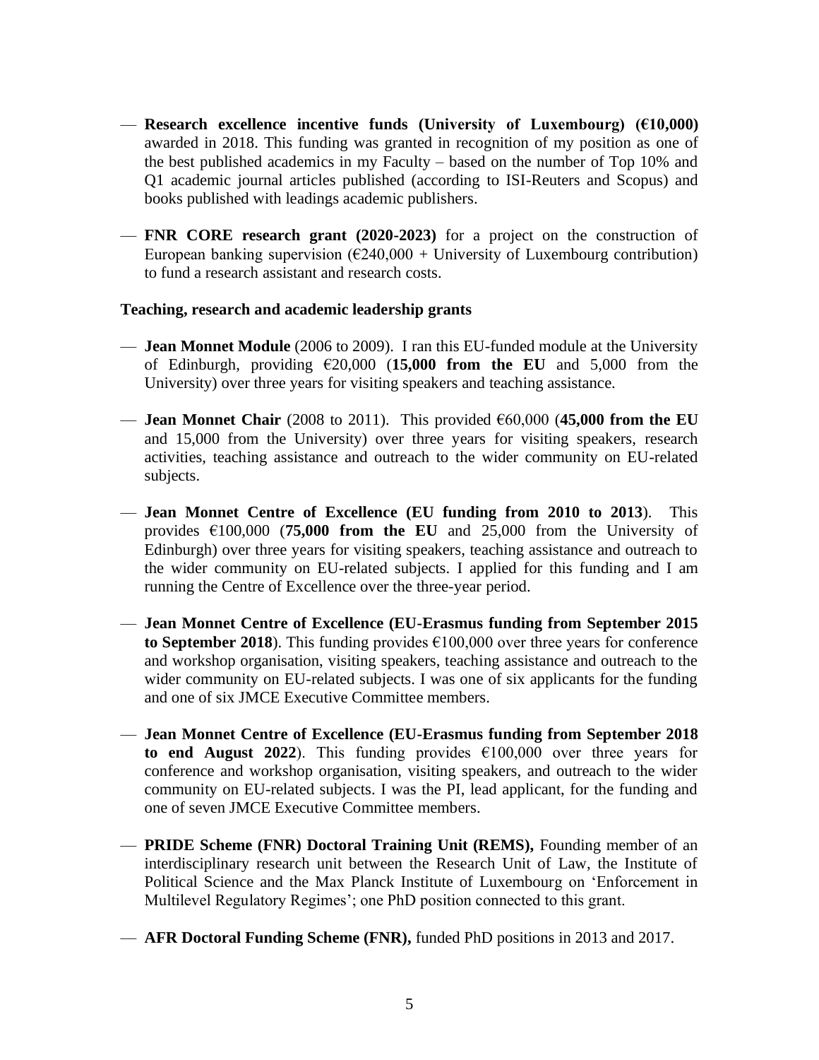- **Research excellence incentive funds (University of Luxembourg) (€10,000)** awarded in 2018. This funding was granted in recognition of my position as one of the best published academics in my Faculty – based on the number of Top 10% and Q1 academic journal articles published (according to ISI-Reuters and Scopus) and books published with leadings academic publishers.

- **FNR CORE research grant (2020-2023)** for a project on the construction of European banking supervision (€240,000 + University of Luxembourg contribution) to fund a research assistant and research costs.

**Teaching, research and academic leadership grants**

- **Jean Monnet Module** (2006 to 2009). I ran this EU-funded module at the University of Edinburgh, providing €20,000 (**15,000 from the EU** and 5,000 from the University) over three years for visiting speakers and teaching assistance.

- **Jean Monnet Chair** (2008 to 2011). This provided €60,000 (**45,000 from the EU** and 15,000 from the University) over three years for visiting speakers, research activities, teaching assistance and outreach to the wider community on EU-related subjects.

- **Jean Monnet Centre of Excellence (EU funding from 2010 to 2013**). This provides €100,000 (**75,000 from the EU** and 25,000 from the University of Edinburgh) over three years for visiting speakers, teaching assistance and outreach to the wider community on EU-related subjects. I applied for this funding and I am running the Centre of Excellence over the three-year period.

- **Jean Monnet Centre of Excellence (EU-Erasmus funding from September 2015 to September 2018**). This funding provides €100,000 over three years for conference and workshop organisation, visiting speakers, teaching assistance and outreach to the wider community on EU-related subjects. I was one of six applicants for the funding and one of six JMCE Executive Committee members.

- **Jean Monnet Centre of Excellence (EU-Erasmus funding from September 2018 to end August 2022**). This funding provides €100,000 over three years for conference and workshop organisation, visiting speakers, and outreach to the wider community on EU-related subjects. I was the PI, lead applicant, for the funding and one of seven JMCE Executive Committee members.

- **PRIDE Scheme (FNR) Doctoral Training Unit (REMS),** Founding member of an interdisciplinary research unit between the Research Unit of Law, the Institute of Political Science and the Max Planck Institute of Luxembourg on 'Enforcement in Multilevel Regulatory Regimes'; one PhD position connected to this grant.

- **AFR Doctoral Funding Scheme (FNR),** funded PhD positions in 2013 and 2017.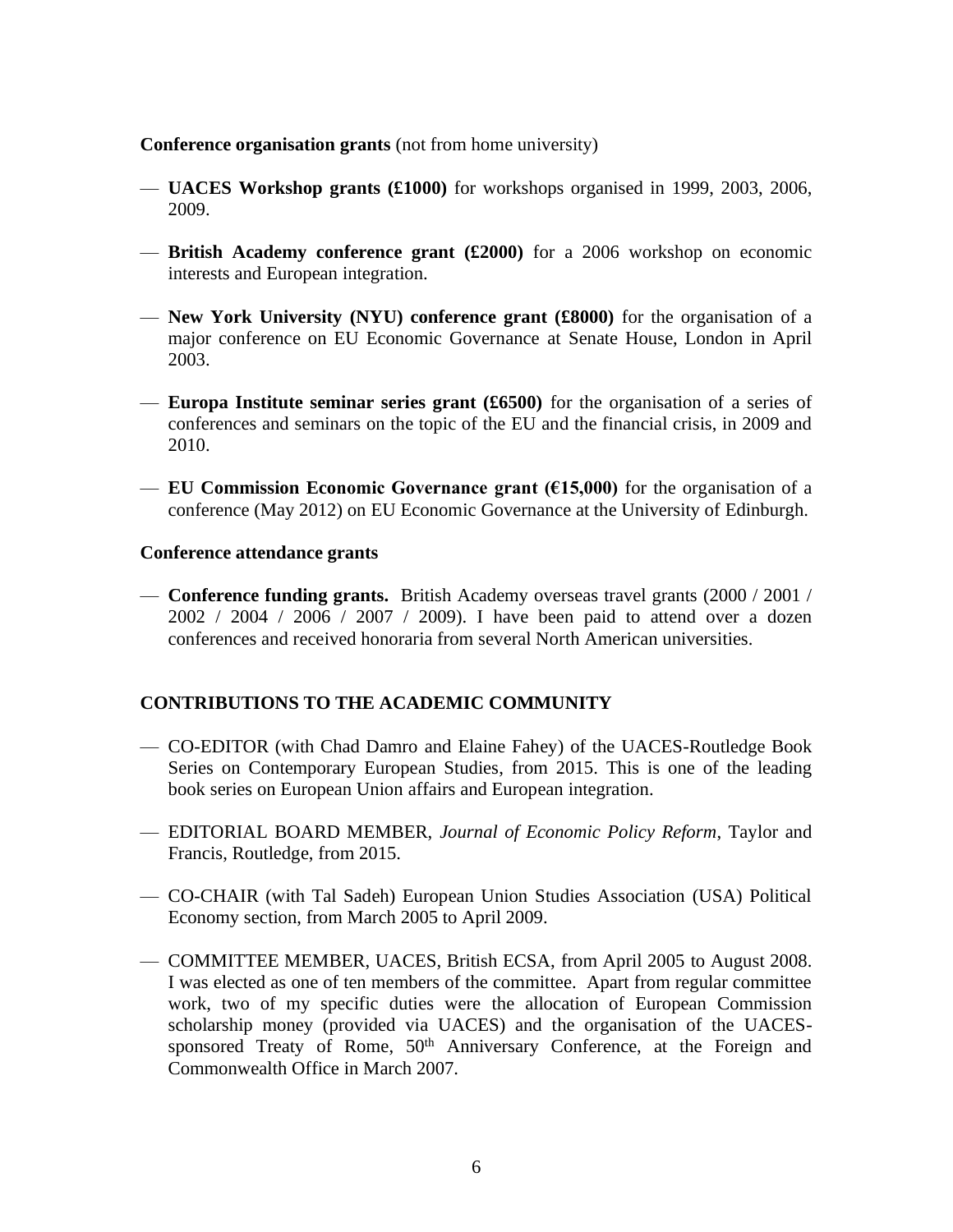**Conference organisation grants** (not from home university)

- **UACES Workshop grants (£1000)** for workshops organised in 1999, 2003, 2006, 2009.
- **British Academy conference grant (£2000)** for a 2006 workshop on economic interests and European integration.
- **New York University (NYU) conference grant (£8000)** for the organisation of a major conference on EU Economic Governance at Senate House, London in April 2003.
- **Europa Institute seminar series grant (£6500)** for the organisation of a series of conferences and seminars on the topic of the EU and the financial crisis, in 2009 and 2010.
- **EU Commission Economic Governance grant (€15,000)** for the organisation of a conference (May 2012) on EU Economic Governance at the University of Edinburgh.

**Conference attendance grants**

- **Conference funding grants.** British Academy overseas travel grants (2000 / 2001 / 2002 / 2004 / 2006 / 2007 / 2009). I have been paid to attend over a dozen conferences and received honoraria from several North American universities.

**CONTRIBUTIONS TO THE ACADEMIC COMMUNITY**

- CO-EDITOR (with Chad Damro and Elaine Fahey) of the UACES-Routledge Book Series on Contemporary European Studies, from 2015. This is one of the leading book series on European Union affairs and European integration.
- EDITORIAL BOARD MEMBER, *Journal of Economic Policy Reform*, Taylor and Francis, Routledge, from 2015.
- CO-CHAIR (with Tal Sadeh) European Union Studies Association (USA) Political Economy section, from March 2005 to April 2009.
- COMMITTEE MEMBER, UACES, British ECSA, from April 2005 to August 2008. I was elected as one of ten members of the committee. Apart from regular committee work, two of my specific duties were the allocation of European Commission scholarship money (provided via UACES) and the organisation of the UACES-sponsored Treaty of Rome, 50th Anniversary Conference, at the Foreign and Commonwealth Office in March 2007.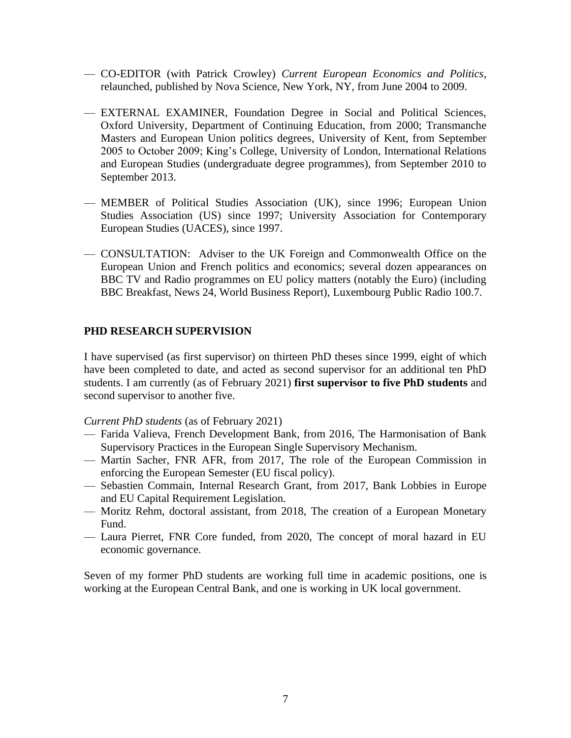- CO-EDITOR (with Patrick Crowley) *Current European Economics and Politics*, relaunched, published by Nova Science, New York, NY, from June 2004 to 2009.

- EXTERNAL EXAMINER, Foundation Degree in Social and Political Sciences, Oxford University, Department of Continuing Education, from 2000; Transmanche Masters and European Union politics degrees, University of Kent, from September 2005 to October 2009; King's College, University of London, International Relations and European Studies (undergraduate degree programmes), from September 2010 to September 2013.

- MEMBER of Political Studies Association (UK), since 1996; European Union Studies Association (US) since 1997; University Association for Contemporary European Studies (UACES), since 1997.

- CONSULTATION: Adviser to the UK Foreign and Commonwealth Office on the European Union and French politics and economics; several dozen appearances on BBC TV and Radio programmes on EU policy matters (notably the Euro) (including BBC Breakfast, News 24, World Business Report), Luxembourg Public Radio 100.7.

## PHD RESEARCH SUPERVISION

I have supervised (as first supervisor) on thirteen PhD theses since 1999, eight of which have been completed to date, and acted as second supervisor for an additional ten PhD students. I am currently (as of February 2021) **first supervisor to five PhD students** and second supervisor to another five.

*Current PhD students* (as of February 2021)

- Farida Valieva, French Development Bank, from 2016, The Harmonisation of Bank Supervisory Practices in the European Single Supervisory Mechanism.
- Martin Sacher, FNR AFR, from 2017, The role of the European Commission in enforcing the European Semester (EU fiscal policy).
- Sebastien Commain, Internal Research Grant, from 2017, Bank Lobbies in Europe and EU Capital Requirement Legislation.
- Moritz Rehm, doctoral assistant, from 2018, The creation of a European Monetary Fund.
- Laura Pierret, FNR Core funded, from 2020, The concept of moral hazard in EU economic governance.

Seven of my former PhD students are working full time in academic positions, one is working at the European Central Bank, and one is working in UK local government.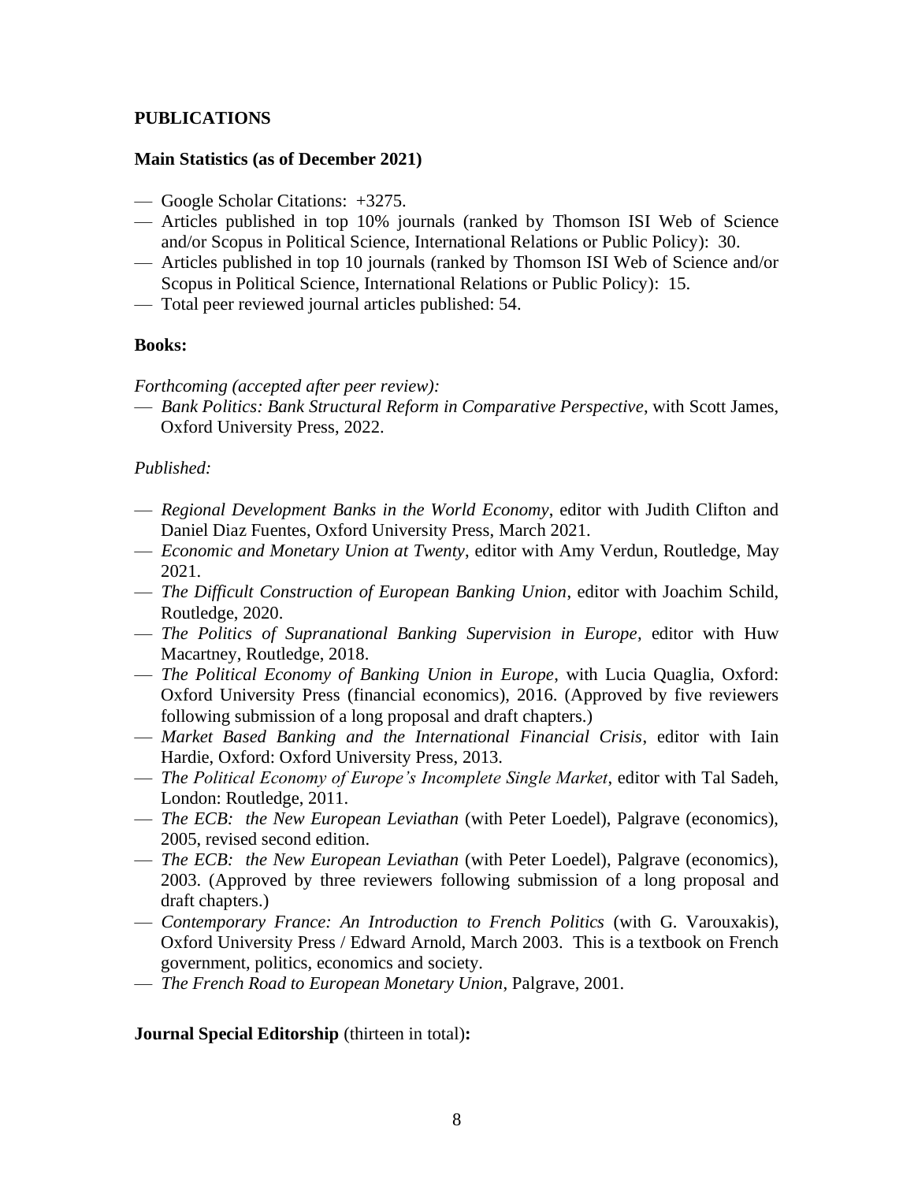**PUBLICATIONS**

**Main Statistics (as of December 2021)**

- Google Scholar Citations: +3275.
- Articles published in top 10% journals (ranked by Thomson ISI Web of Science and/or Scopus in Political Science, International Relations or Public Policy): 30.
- Articles published in top 10 journals (ranked by Thomson ISI Web of Science and/or Scopus in Political Science, International Relations or Public Policy): 15.
- Total peer reviewed journal articles published: 54.

**Books:**

*Forthcoming (accepted after peer review):*

- *Bank Politics: Bank Structural Reform in Comparative Perspective*, with Scott James, Oxford University Press, 2022.

*Published:*

- *Regional Development Banks in the World Economy*, editor with Judith Clifton and Daniel Diaz Fuentes, Oxford University Press, March 2021.
- *Economic and Monetary Union at Twenty*, editor with Amy Verdun, Routledge, May 2021.
- *The Difficult Construction of European Banking Union*, editor with Joachim Schild, Routledge, 2020.
- *The Politics of Supranational Banking Supervision in Europe*, editor with Huw Macartney, Routledge, 2018.
- *The Political Economy of Banking Union in Europe*, with Lucia Quaglia, Oxford: Oxford University Press (financial economics), 2016. (Approved by five reviewers following submission of a long proposal and draft chapters.)
- *Market Based Banking and the International Financial Crisis*, editor with Iain Hardie, Oxford: Oxford University Press, 2013.
- *The Political Economy of Europe's Incomplete Single Market*, editor with Tal Sadeh, London: Routledge, 2011.
- *The ECB: the New European Leviathan* (with Peter Loedel), Palgrave (economics), 2005, revised second edition.
- *The ECB: the New European Leviathan* (with Peter Loedel), Palgrave (economics), 2003. (Approved by three reviewers following submission of a long proposal and draft chapters.)
- *Contemporary France: An Introduction to French Politics* (with G. Varouxakis), Oxford University Press / Edward Arnold, March 2003. This is a textbook on French government, politics, economics and society.
- *The French Road to European Monetary Union*, Palgrave, 2001.

**Journal Special Editorship** (thirteen in total)**:**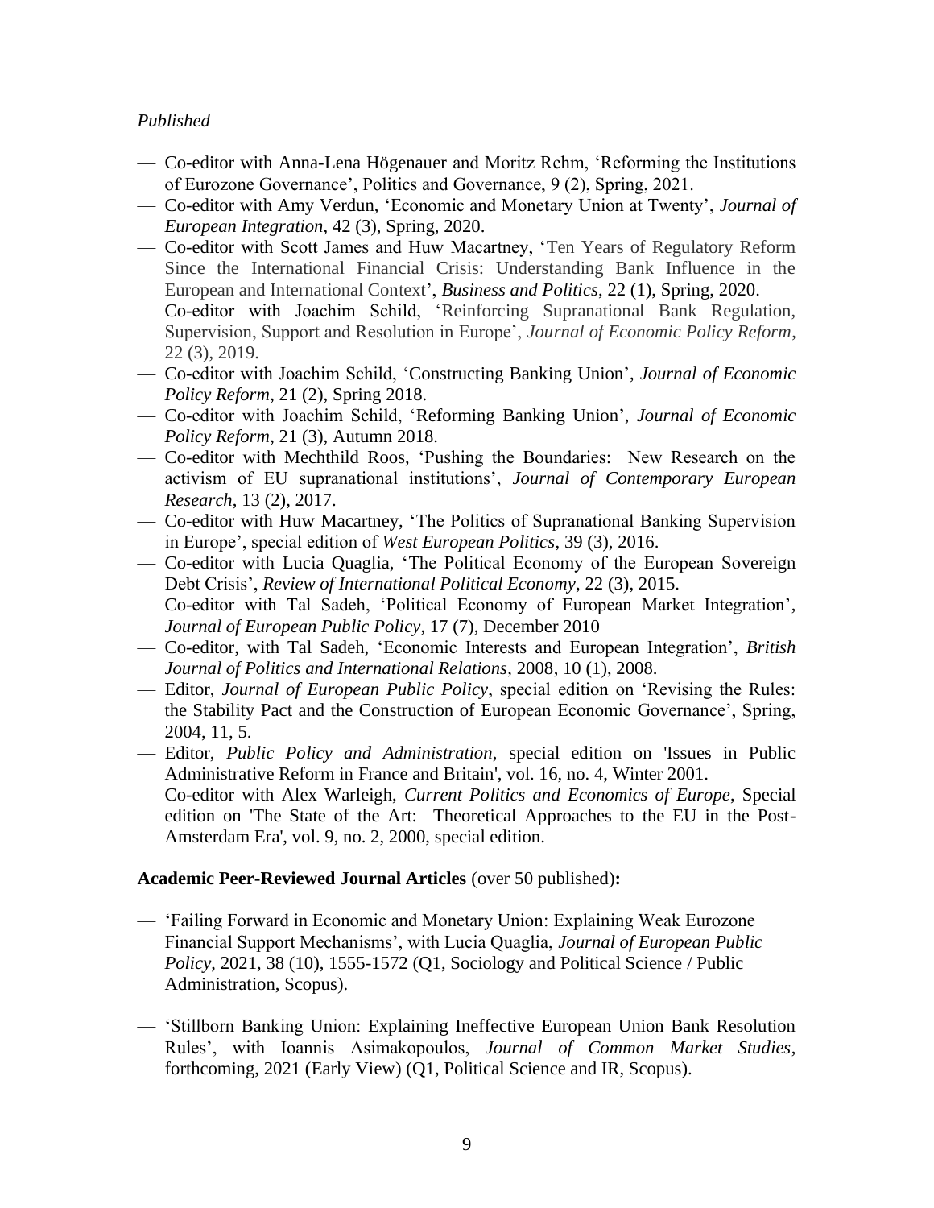*Published*

- Co-editor with Anna-Lena Högenauer and Moritz Rehm, 'Reforming the Institutions of Eurozone Governance', Politics and Governance, 9 (2), Spring, 2021.
- Co-editor with Amy Verdun, 'Economic and Monetary Union at Twenty', *Journal of European Integration*, 42 (3), Spring, 2020.
- Co-editor with Scott James and Huw Macartney, 'Ten Years of Regulatory Reform Since the International Financial Crisis: Understanding Bank Influence in the European and International Context', *Business and Politics*, 22 (1), Spring, 2020.
- Co-editor with Joachim Schild, 'Reinforcing Supranational Bank Regulation, Supervision, Support and Resolution in Europe', *Journal of Economic Policy Reform*, 22 (3), 2019.
- Co-editor with Joachim Schild, 'Constructing Banking Union', *Journal of Economic Policy Reform*, 21 (2), Spring 2018.
- Co-editor with Joachim Schild, 'Reforming Banking Union', *Journal of Economic Policy Reform*, 21 (3), Autumn 2018.
- Co-editor with Mechthild Roos, 'Pushing the Boundaries: New Research on the activism of EU supranational institutions', *Journal of Contemporary European Research*, 13 (2), 2017.
- Co-editor with Huw Macartney, 'The Politics of Supranational Banking Supervision in Europe', special edition of *West European Politics*, 39 (3), 2016.
- Co-editor with Lucia Quaglia, 'The Political Economy of the European Sovereign Debt Crisis', *Review of International Political Economy*, 22 (3), 2015.
- Co-editor with Tal Sadeh, 'Political Economy of European Market Integration', *Journal of European Public Policy,* 17 (7), December 2010
- Co-editor, with Tal Sadeh, 'Economic Interests and European Integration', *British Journal of Politics and International Relations*, 2008, 10 (1), 2008.
- Editor, *Journal of European Public Policy*, special edition on 'Revising the Rules: the Stability Pact and the Construction of European Economic Governance', Spring, 2004, 11, 5.
- Editor, *Public Policy and Administration*, special edition on 'Issues in Public Administrative Reform in France and Britain', vol. 16, no. 4, Winter 2001.
- Co-editor with Alex Warleigh, *Current Politics and Economics of Europe*, Special edition on 'The State of the Art: Theoretical Approaches to the EU in the Post-Amsterdam Era', vol. 9, no. 2, 2000, special edition.

**Academic Peer-Reviewed Journal Articles** (over 50 published)**:**

- 'Failing Forward in Economic and Monetary Union: Explaining Weak Eurozone Financial Support Mechanisms', with Lucia Quaglia, *Journal of European Public Policy*, 2021, 38 (10), 1555-1572 (Q1, Sociology and Political Science / Public Administration, Scopus).

- 'Stillborn Banking Union: Explaining Ineffective European Union Bank Resolution Rules', with Ioannis Asimakopoulos, *Journal of Common Market Studies*, forthcoming, 2021 (Early View) (Q1, Political Science and IR, Scopus).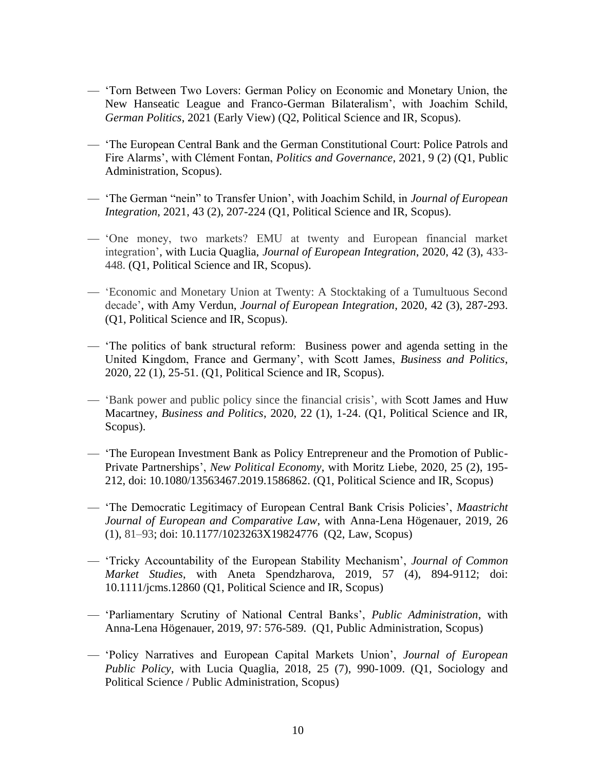- 'Torn Between Two Lovers: German Policy on Economic and Monetary Union, the New Hanseatic League and Franco-German Bilateralism', with Joachim Schild, *German Politics*, 2021 (Early View) (Q2, Political Science and IR, Scopus).

- 'The European Central Bank and the German Constitutional Court: Police Patrols and Fire Alarms', with Clément Fontan, *Politics and Governance*, 2021, 9 (2) (Q1, Public Administration, Scopus).

- 'The German "nein" to Transfer Union', with Joachim Schild, in *Journal of European Integration*, 2021, 43 (2), 207-224 (Q1, Political Science and IR, Scopus).

- 'One money, two markets? EMU at twenty and European financial market integration', with Lucia Quaglia, *Journal of European Integration*, 2020, 42 (3), 433-448. (Q1, Political Science and IR, Scopus).

- 'Economic and Monetary Union at Twenty: A Stocktaking of a Tumultuous Second decade', with Amy Verdun, *Journal of European Integration*, 2020, 42 (3), 287-293. (Q1, Political Science and IR, Scopus).

- 'The politics of bank structural reform: Business power and agenda setting in the United Kingdom, France and Germany', with Scott James, *Business and Politics*, 2020, 22 (1), 25-51. (Q1, Political Science and IR, Scopus).

- 'Bank power and public policy since the financial crisis', with Scott James and Huw Macartney, *Business and Politics*, 2020, 22 (1), 1-24. (Q1, Political Science and IR, Scopus).

- 'The European Investment Bank as Policy Entrepreneur and the Promotion of Public-Private Partnerships', *New Political Economy*, with Moritz Liebe, 2020, 25 (2), 195-212, doi: 10.1080/13563467.2019.1586862. (Q1, Political Science and IR, Scopus)

- 'The Democratic Legitimacy of European Central Bank Crisis Policies', *Maastricht Journal of European and Comparative Law*, with Anna-Lena Högenauer, 2019, 26 (1), 81–93; doi: 10.1177/1023263X19824776 (Q2, Law, Scopus)

- 'Tricky Accountability of the European Stability Mechanism', *Journal of Common Market Studies*, with Aneta Spendzharova, 2019, 57 (4), 894-9112; doi: 10.1111/jcms.12860 (Q1, Political Science and IR, Scopus)

- 'Parliamentary Scrutiny of National Central Banks', *Public Administration*, with Anna-Lena Högenauer, 2019, 97: 576-589. (Q1, Public Administration, Scopus)

- 'Policy Narratives and European Capital Markets Union', *Journal of European Public Policy*, with Lucia Quaglia, 2018, 25 (7), 990-1009. (Q1, Sociology and Political Science / Public Administration, Scopus)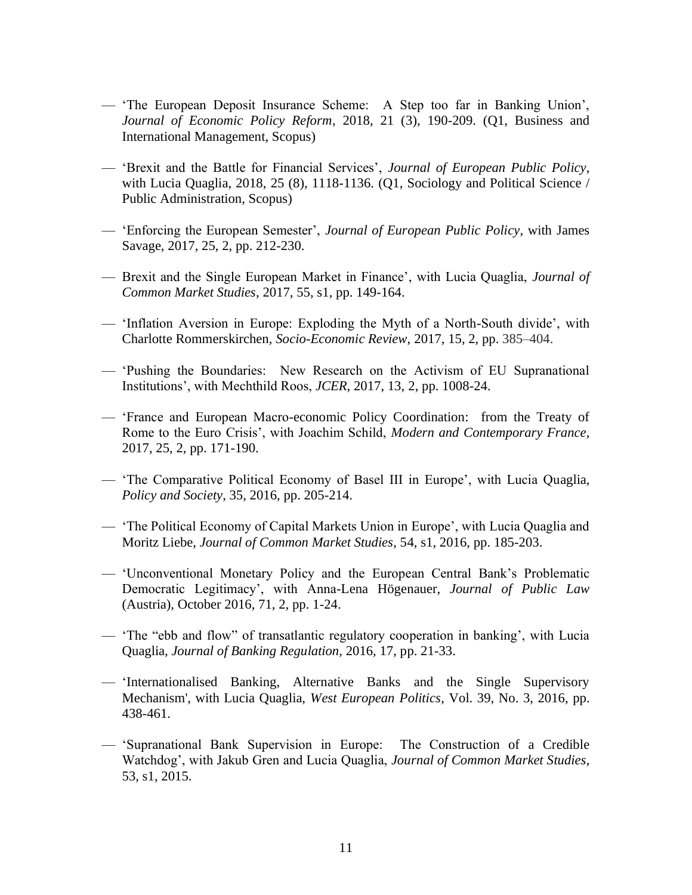- — 'The European Deposit Insurance Scheme: A Step too far in Banking Union', *Journal of Economic Policy Reform*, 2018, 21 (3), 190-209. (Q1, Business and International Management, Scopus)

- — 'Brexit and the Battle for Financial Services', *Journal of European Public Policy*, with Lucia Quaglia, 2018, 25 (8), 1118-1136. (Q1, Sociology and Political Science / Public Administration, Scopus)

- — 'Enforcing the European Semester', *Journal of European Public Policy*, with James Savage, 2017, 25, 2, pp. 212-230.

- — Brexit and the Single European Market in Finance', with Lucia Quaglia, *Journal of Common Market Studies*, 2017, 55, s1, pp. 149-164.

- — 'Inflation Aversion in Europe: Exploding the Myth of a North-South divide', with Charlotte Rommerskirchen, *Socio-Economic Review*, 2017, 15, 2, pp. 385–404.

- — 'Pushing the Boundaries: New Research on the Activism of EU Supranational Institutions', with Mechthild Roos, *JCER*, 2017, 13, 2, pp. 1008-24.

- — 'France and European Macro-economic Policy Coordination: from the Treaty of Rome to the Euro Crisis', with Joachim Schild, *Modern and Contemporary France*, 2017, 25, 2, pp. 171-190.

- — 'The Comparative Political Economy of Basel III in Europe', with Lucia Quaglia, *Policy and Society*, 35, 2016, pp. 205-214.

- — 'The Political Economy of Capital Markets Union in Europe', with Lucia Quaglia and Moritz Liebe, *Journal of Common Market Studies*, 54, s1, 2016, pp. 185-203.

- — 'Unconventional Monetary Policy and the European Central Bank's Problematic Democratic Legitimacy', with Anna-Lena Högenauer, *Journal of Public Law* (Austria), October 2016, 71, 2, pp. 1-24.

- — 'The "ebb and flow" of transatlantic regulatory cooperation in banking', with Lucia Quaglia, *Journal of Banking Regulation*, 2016, 17, pp. 21-33.

- — 'Internationalised Banking, Alternative Banks and the Single Supervisory Mechanism', with Lucia Quaglia, *West European Politics*, Vol. 39, No. 3, 2016, pp. 438-461.

- — 'Supranational Bank Supervision in Europe: The Construction of a Credible Watchdog', with Jakub Gren and Lucia Quaglia, *Journal of Common Market Studies*, 53, s1, 2015.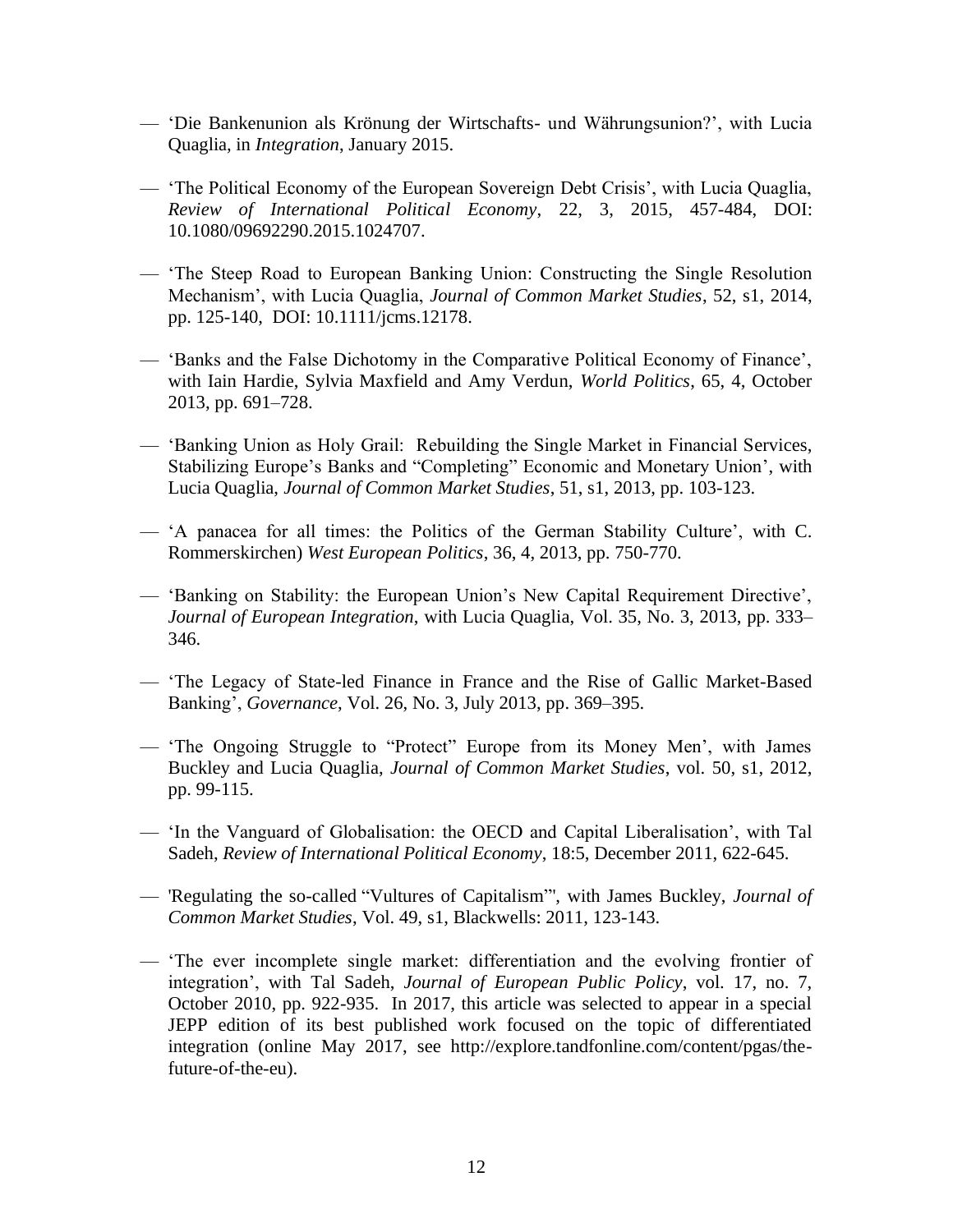- — 'Die Bankenunion als Krönung der Wirtschafts- und Währungsunion?', with Lucia Quaglia, in *Integration*, January 2015.

- — 'The Political Economy of the European Sovereign Debt Crisis', with Lucia Quaglia, *Review of International Political Economy*, 22, 3, 2015, 457-484, DOI: 10.1080/09692290.2015.1024707.

- — 'The Steep Road to European Banking Union: Constructing the Single Resolution Mechanism', with Lucia Quaglia, *Journal of Common Market Studies*, 52, s1, 2014, pp. 125-140, DOI: 10.1111/jcms.12178.

- — 'Banks and the False Dichotomy in the Comparative Political Economy of Finance', with Iain Hardie, Sylvia Maxfield and Amy Verdun, *World Politics*, 65, 4, October 2013, pp. 691–728.

- — 'Banking Union as Holy Grail: Rebuilding the Single Market in Financial Services, Stabilizing Europe's Banks and "Completing" Economic and Monetary Union', with Lucia Quaglia, *Journal of Common Market Studies*, 51, s1, 2013, pp. 103-123.

- — 'A panacea for all times: the Politics of the German Stability Culture', with C. Rommerskirchen) *West European Politics*, 36, 4, 2013, pp. 750-770.

- — 'Banking on Stability: the European Union's New Capital Requirement Directive', *Journal of European Integration*, with Lucia Quaglia, Vol. 35, No. 3, 2013, pp. 333–346.

- — 'The Legacy of State-led Finance in France and the Rise of Gallic Market-Based Banking', *Governance*, Vol. 26, No. 3, July 2013, pp. 369–395.

- — 'The Ongoing Struggle to "Protect" Europe from its Money Men', with James Buckley and Lucia Quaglia, *Journal of Common Market Studies*, vol. 50, s1, 2012, pp. 99-115.

- — 'In the Vanguard of Globalisation: the OECD and Capital Liberalisation', with Tal Sadeh, *Review of International Political Economy*, 18:5, December 2011, 622-645.

- — 'Regulating the so-called "Vultures of Capitalism"', with James Buckley, *Journal of Common Market Studies*, Vol. 49, s1, Blackwells: 2011, 123-143.

- — 'The ever incomplete single market: differentiation and the evolving frontier of integration', with Tal Sadeh, *Journal of European Public Policy*, vol. 17, no. 7, October 2010, pp. 922-935. In 2017, this article was selected to appear in a special JEPP edition of its best published work focused on the topic of differentiated integration (online May 2017, see http://explore.tandfonline.com/content/pgas/the-future-of-the-eu).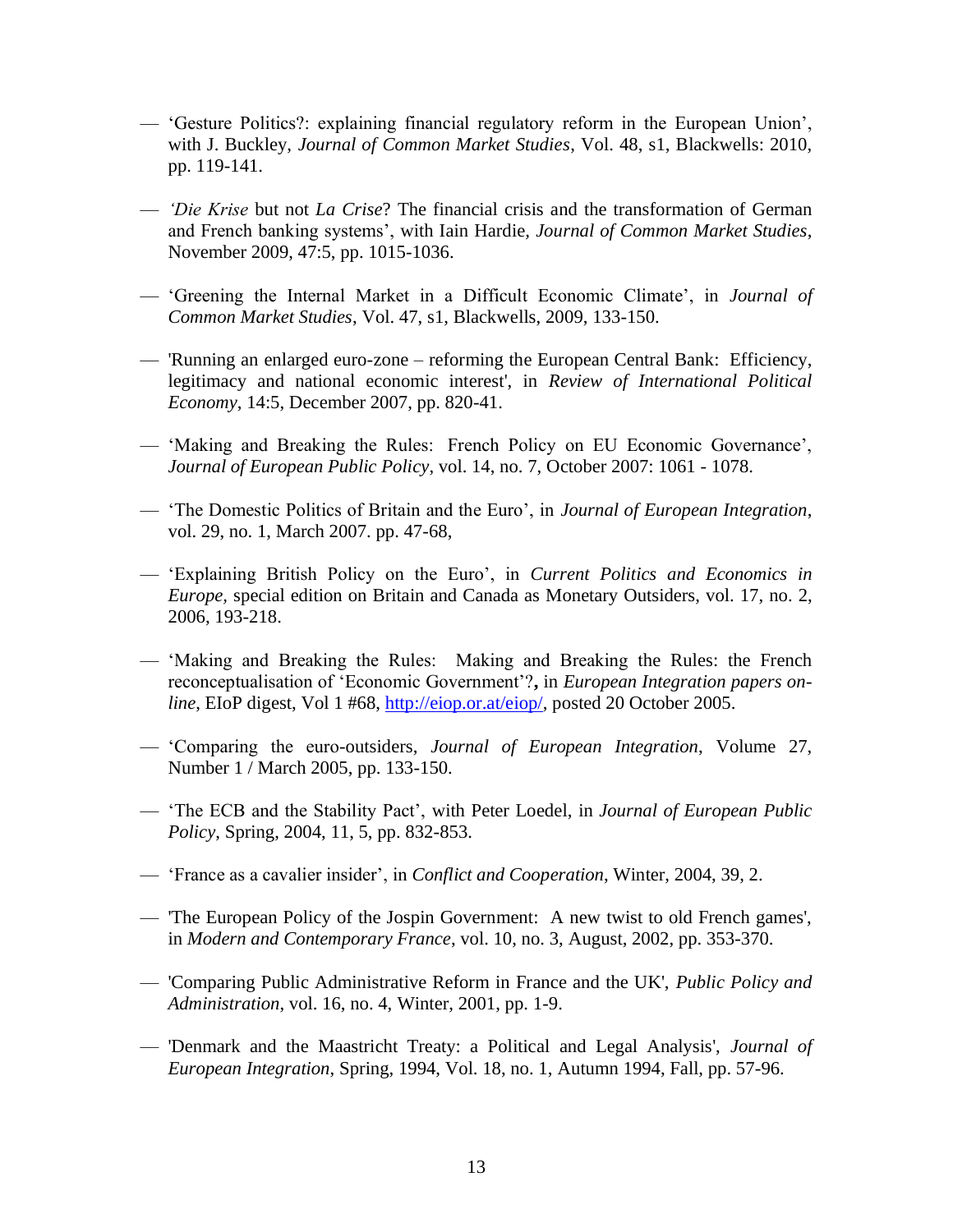- — 'Gesture Politics?: explaining financial regulatory reform in the European Union', with J. Buckley, *Journal of Common Market Studies*, Vol. 48, s1, Blackwells: 2010, pp. 119-141.

- — *'Die Krise* but not *La Crise*? The financial crisis and the transformation of German and French banking systems', with Iain Hardie, *Journal of Common Market Studies*, November 2009, 47:5, pp. 1015-1036.

- — 'Greening the Internal Market in a Difficult Economic Climate', in *Journal of Common Market Studies*, Vol. 47, s1, Blackwells, 2009, 133-150.

- — 'Running an enlarged euro-zone – reforming the European Central Bank: Efficiency, legitimacy and national economic interest', in *Review of International Political Economy*, 14:5, December 2007, pp. 820-41.

- — 'Making and Breaking the Rules: French Policy on EU Economic Governance', *Journal of European Public Policy*, vol. 14, no. 7, October 2007: 1061 - 1078.

- — 'The Domestic Politics of Britain and the Euro', in *Journal of European Integration*, vol. 29, no. 1, March 2007. pp. 47-68,

- — 'Explaining British Policy on the Euro', in *Current Politics and Economics in Europe*, special edition on Britain and Canada as Monetary Outsiders, vol. 17, no. 2, 2006, 193-218.

- — 'Making and Breaking the Rules: Making and Breaking the Rules: the French reconceptualisation of 'Economic Government'?**,** in *European Integration papers on-line*, EIoP digest, Vol 1 #68, http://eiop.or.at/eiop/, posted 20 October 2005.

- — 'Comparing the euro-outsiders, *Journal of European Integration*, Volume 27, Number 1 / March 2005, pp. 133-150.

- — 'The ECB and the Stability Pact', with Peter Loedel, in *Journal of European Public Policy*, Spring, 2004, 11, 5, pp. 832-853.

- — 'France as a cavalier insider', in *Conflict and Cooperation*, Winter, 2004, 39, 2.

- — 'The European Policy of the Jospin Government: A new twist to old French games', in *Modern and Contemporary France*, vol. 10, no. 3, August, 2002, pp. 353-370.

- — 'Comparing Public Administrative Reform in France and the UK', *Public Policy and Administration*, vol. 16, no. 4, Winter, 2001, pp. 1-9.

- — 'Denmark and the Maastricht Treaty: a Political and Legal Analysis', *Journal of European Integration*, Spring, 1994, Vol. 18, no. 1, Autumn 1994, Fall, pp. 57-96.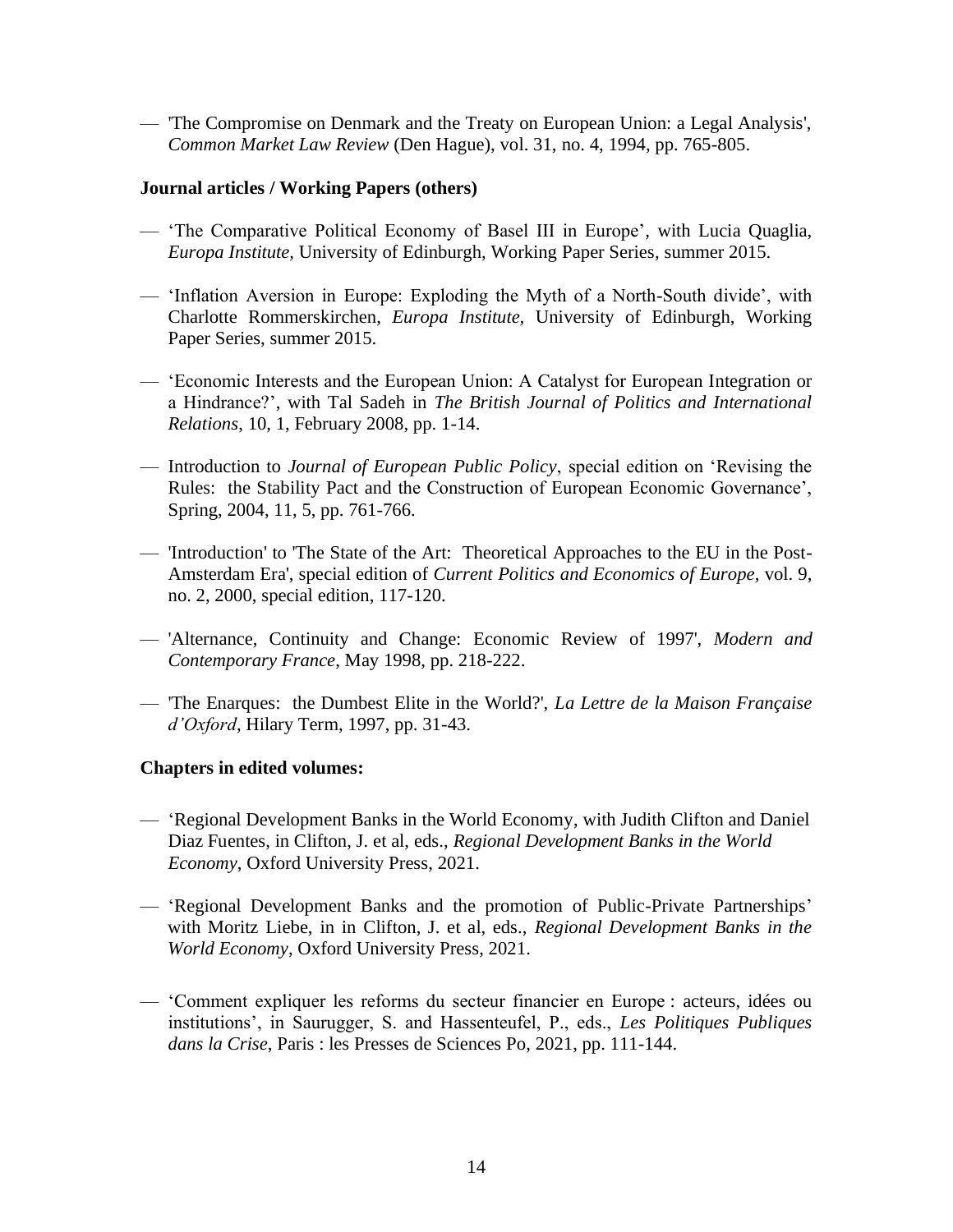- 'The Compromise on Denmark and the Treaty on European Union: a Legal Analysis', *Common Market Law Review* (Den Hague), vol. 31, no. 4, 1994, pp. 765-805.

**Journal articles / Working Papers (others)**

- 'The Comparative Political Economy of Basel III in Europe', with Lucia Quaglia, *Europa Institute,* University of Edinburgh, Working Paper Series, summer 2015.

- 'Inflation Aversion in Europe: Exploding the Myth of a North-South divide', with Charlotte Rommerskirchen, *Europa Institute,* University of Edinburgh, Working Paper Series, summer 2015.

- 'Economic Interests and the European Union: A Catalyst for European Integration or a Hindrance?', with Tal Sadeh in *The British Journal of Politics and International Relations*, 10, 1, February 2008, pp. 1-14.

- Introduction to *Journal of European Public Policy*, special edition on 'Revising the Rules: the Stability Pact and the Construction of European Economic Governance', Spring, 2004, 11, 5, pp. 761-766.

- 'Introduction' to 'The State of the Art: Theoretical Approaches to the EU in the Post-Amsterdam Era', special edition of *Current Politics and Economics of Europe*, vol. 9, no. 2, 2000, special edition, 117-120.

- 'Alternance, Continuity and Change: Economic Review of 1997', *Modern and Contemporary France*, May 1998, pp. 218-222.

- 'The Enarques: the Dumbest Elite in the World?', *La Lettre de la Maison Française d'Oxford*, Hilary Term, 1997, pp. 31-43.

**Chapters in edited volumes:**

- 'Regional Development Banks in the World Economy, with Judith Clifton and Daniel Diaz Fuentes, in Clifton, J. et al, eds., *Regional Development Banks in the World Economy*, Oxford University Press, 2021.

- 'Regional Development Banks and the promotion of Public-Private Partnerships' with Moritz Liebe, in in Clifton, J. et al, eds., *Regional Development Banks in the World Economy*, Oxford University Press, 2021.

- 'Comment expliquer les reforms du secteur financier en Europe : acteurs, idées ou institutions', in Saurugger, S. and Hassenteufel, P., eds., *Les Politiques Publiques dans la Crise*, Paris : les Presses de Sciences Po, 2021, pp. 111-144.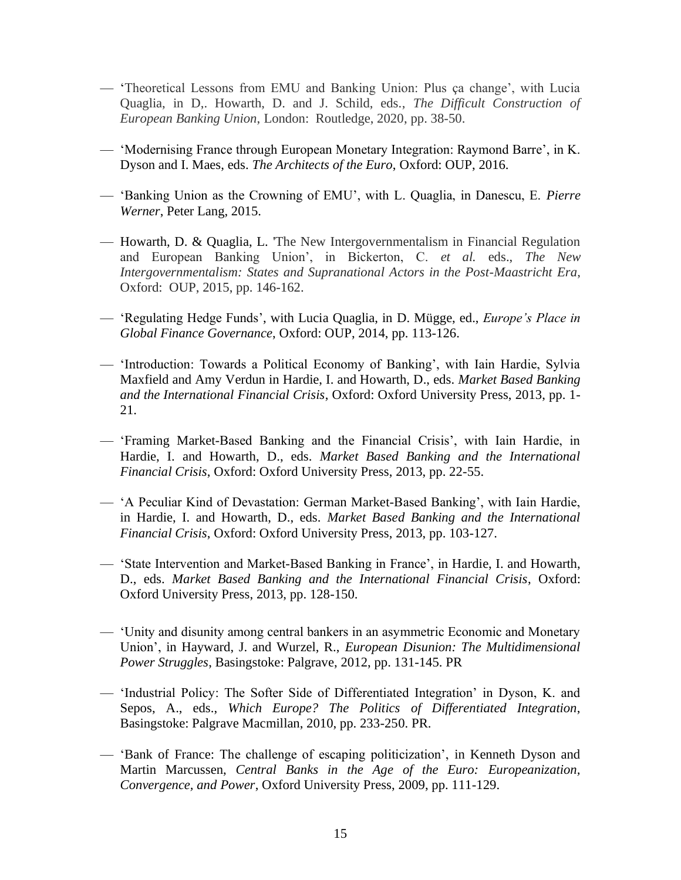— 'Theoretical Lessons from EMU and Banking Union: Plus ça change', with Lucia Quaglia, in D,. Howarth, D. and J. Schild, eds., *The Difficult Construction of European Banking Union*, London: Routledge, 2020, pp. 38-50.

— 'Modernising France through European Monetary Integration: Raymond Barre', in K. Dyson and I. Maes, eds. *The Architects of the Euro*, Oxford: OUP, 2016.

— 'Banking Union as the Crowning of EMU', with L. Quaglia, in Danescu, E. *Pierre Werner*, Peter Lang, 2015.

— Howarth, D. & Quaglia, L. 'The New Intergovernmentalism in Financial Regulation and European Banking Union', in Bickerton, C. *et al.* eds., *The New Intergovernmentalism: States and Supranational Actors in the Post-Maastricht Era*, Oxford: OUP, 2015, pp. 146-162.

— 'Regulating Hedge Funds', with Lucia Quaglia, in D. Mügge, ed., *Europe's Place in Global Finance Governance*, Oxford: OUP, 2014, pp. 113-126.

— 'Introduction: Towards a Political Economy of Banking', with Iain Hardie, Sylvia Maxfield and Amy Verdun in Hardie, I. and Howarth, D., eds. *Market Based Banking and the International Financial Crisis*, Oxford: Oxford University Press, 2013, pp. 1-21.

— 'Framing Market-Based Banking and the Financial Crisis', with Iain Hardie, in Hardie, I. and Howarth, D., eds. *Market Based Banking and the International Financial Crisis*, Oxford: Oxford University Press, 2013, pp. 22-55.

— 'A Peculiar Kind of Devastation: German Market-Based Banking', with Iain Hardie, in Hardie, I. and Howarth, D., eds. *Market Based Banking and the International Financial Crisis*, Oxford: Oxford University Press, 2013, pp. 103-127.

— 'State Intervention and Market-Based Banking in France', in Hardie, I. and Howarth, D., eds. *Market Based Banking and the International Financial Crisis*, Oxford: Oxford University Press, 2013, pp. 128-150.

— 'Unity and disunity among central bankers in an asymmetric Economic and Monetary Union', in Hayward, J. and Wurzel, R., *European Disunion: The Multidimensional Power Struggles*, Basingstoke: Palgrave, 2012, pp. 131-145. PR

— 'Industrial Policy: The Softer Side of Differentiated Integration' in Dyson, K. and Sepos, A., eds., *Which Europe? The Politics of Differentiated Integration*, Basingstoke: Palgrave Macmillan, 2010, pp. 233-250. PR.

— 'Bank of France: The challenge of escaping politicization', in Kenneth Dyson and Martin Marcussen, *Central Banks in the Age of the Euro: Europeanization, Convergence, and Power*, Oxford University Press, 2009, pp. 111-129.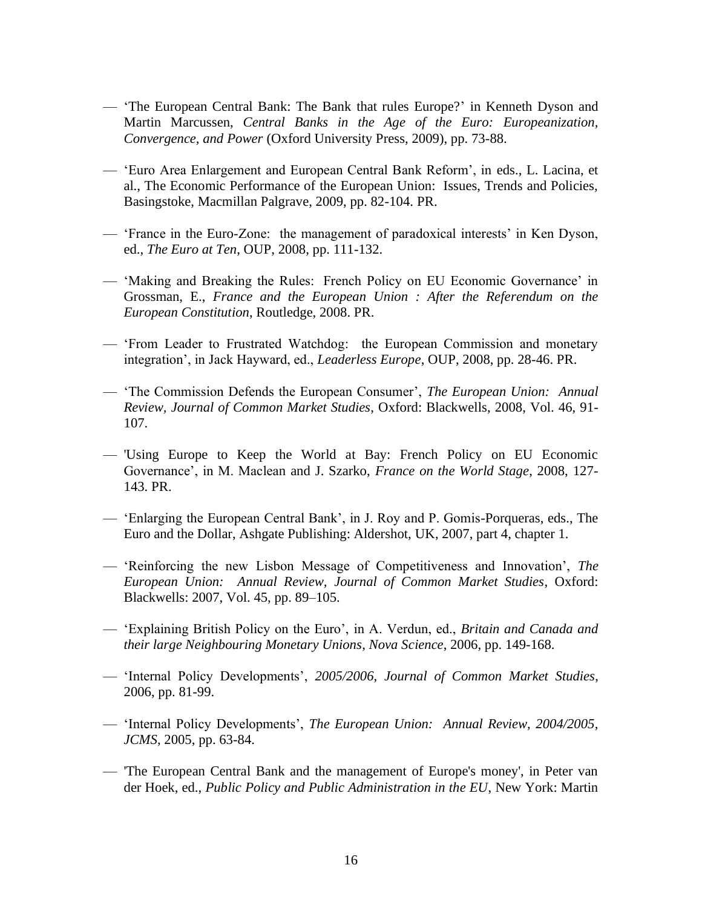- — 'The European Central Bank: The Bank that rules Europe?' in Kenneth Dyson and Martin Marcussen, *Central Banks in the Age of the Euro: Europeanization, Convergence, and Power* (Oxford University Press, 2009), pp. 73-88.

- — 'Euro Area Enlargement and European Central Bank Reform', in eds., L. Lacina, et al., The Economic Performance of the European Union: Issues, Trends and Policies, Basingstoke, Macmillan Palgrave, 2009, pp. 82-104. PR.

- — 'France in the Euro-Zone: the management of paradoxical interests' in Ken Dyson, ed., *The Euro at Ten*, OUP, 2008, pp. 111-132.

- — 'Making and Breaking the Rules: French Policy on EU Economic Governance' in Grossman, E., *France and the European Union : After the Referendum on the European Constitution*, Routledge, 2008. PR.

- — 'From Leader to Frustrated Watchdog: the European Commission and monetary integration', in Jack Hayward, ed., *Leaderless Europe*, OUP, 2008, pp. 28-46. PR.

- — 'The Commission Defends the European Consumer', *The European Union: Annual Review, Journal of Common Market Studies*, Oxford: Blackwells, 2008, Vol. 46, 91-107.

- — 'Using Europe to Keep the World at Bay: French Policy on EU Economic Governance', in M. Maclean and J. Szarko, *France on the World Stage*, 2008, 127-143. PR.

- — 'Enlarging the European Central Bank', in J. Roy and P. Gomis-Porqueras, eds., The Euro and the Dollar, Ashgate Publishing: Aldershot, UK, 2007, part 4, chapter 1.

- — 'Reinforcing the new Lisbon Message of Competitiveness and Innovation', *The European Union: Annual Review, Journal of Common Market Studies*, Oxford: Blackwells: 2007, Vol. 45, pp. 89–105.

- — 'Explaining British Policy on the Euro', in A. Verdun, ed., *Britain and Canada and their large Neighbouring Monetary Unions*, *Nova Science*, 2006, pp. 149-168.

- — 'Internal Policy Developments', *2005/2006, Journal of Common Market Studies*, 2006, pp. 81-99.

- — 'Internal Policy Developments', *The European Union: Annual Review, 2004/2005*, *JCMS*, 2005, pp. 63-84.

- — 'The European Central Bank and the management of Europe's money', in Peter van der Hoek, ed., *Public Policy and Public Administration in the EU*, New York: Martin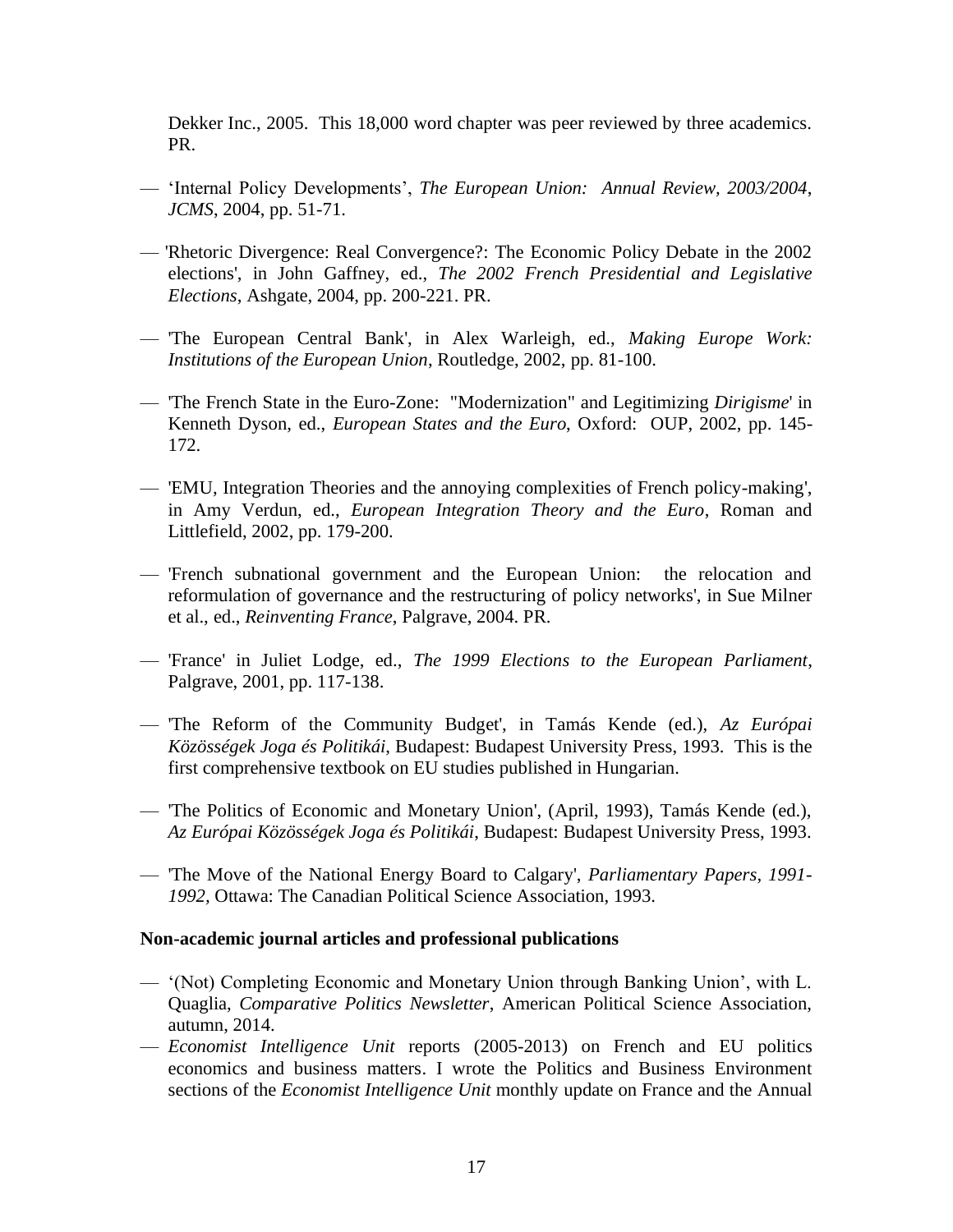Dekker Inc., 2005. This 18,000 word chapter was peer reviewed by three academics. PR.

— 'Internal Policy Developments', *The European Union: Annual Review, 2003/2004*, *JCMS*, 2004, pp. 51-71.

— 'Rhetoric Divergence: Real Convergence?: The Economic Policy Debate in the 2002 elections', in John Gaffney, ed., *The 2002 French Presidential and Legislative Elections*, Ashgate, 2004, pp. 200-221. PR.

— 'The European Central Bank', in Alex Warleigh, ed., *Making Europe Work: Institutions of the European Union*, Routledge, 2002, pp. 81-100.

— 'The French State in the Euro-Zone: "Modernization" and Legitimizing *Dirigisme*' in Kenneth Dyson, ed., *European States and the Euro*, Oxford: OUP, 2002, pp. 145-172.

— 'EMU, Integration Theories and the annoying complexities of French policy-making', in Amy Verdun, ed., *European Integration Theory and the Euro*, Roman and Littlefield, 2002, pp. 179-200.

— 'French subnational government and the European Union: the relocation and reformulation of governance and the restructuring of policy networks', in Sue Milner et al., ed., *Reinventing France*, Palgrave, 2004. PR.

— 'France' in Juliet Lodge, ed., *The 1999 Elections to the European Parliament*, Palgrave, 2001, pp. 117-138.

— 'The Reform of the Community Budget', in Tamás Kende (ed.), *Az Európai Közösségek Joga és Politikái*, Budapest: Budapest University Press, 1993. This is the first comprehensive textbook on EU studies published in Hungarian.

— 'The Politics of Economic and Monetary Union', (April, 1993), Tamás Kende (ed.), *Az Európai Közösségek Joga és Politikái*, Budapest: Budapest University Press, 1993.

— 'The Move of the National Energy Board to Calgary', *Parliamentary Papers, 1991-1992*, Ottawa: The Canadian Political Science Association, 1993.

**Non-academic journal articles and professional publications**

— '(Not) Completing Economic and Monetary Union through Banking Union', with L. Quaglia, *Comparative Politics Newsletter*, American Political Science Association, autumn, 2014.

— *Economist Intelligence Unit* reports (2005-2013) on French and EU politics economics and business matters. I wrote the Politics and Business Environment sections of the *Economist Intelligence Unit* monthly update on France and the Annual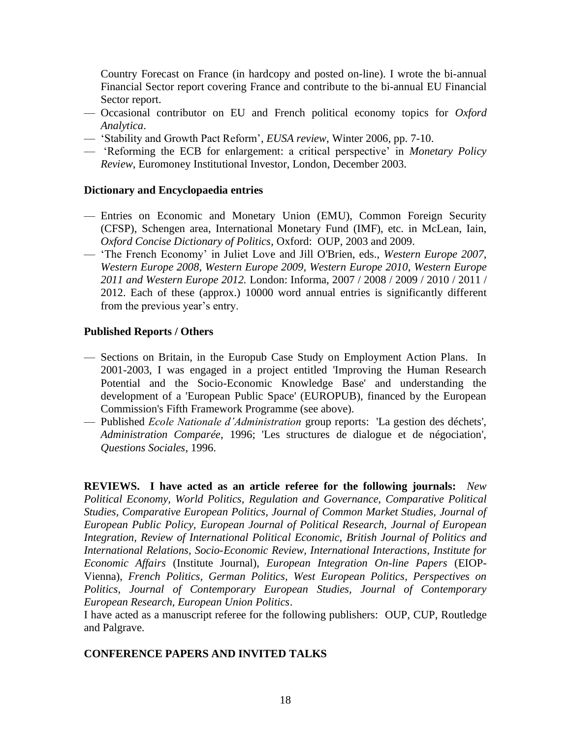Country Forecast on France (in hardcopy and posted on-line). I wrote the bi-annual Financial Sector report covering France and contribute to the bi-annual EU Financial Sector report.

- Occasional contributor on EU and French political economy topics for *Oxford Analytica*.
- 'Stability and Growth Pact Reform', *EUSA review*, Winter 2006, pp. 7-10.
- 'Reforming the ECB for enlargement: a critical perspective' in *Monetary Policy Review*, Euromoney Institutional Investor, London, December 2003.

**Dictionary and Encyclopaedia entries**

- Entries on Economic and Monetary Union (EMU), Common Foreign Security (CFSP), Schengen area, International Monetary Fund (IMF), etc. in McLean, Iain, *Oxford Concise Dictionary of Politics*, Oxford: OUP, 2003 and 2009.
- 'The French Economy' in Juliet Love and Jill O'Brien, eds., *Western Europe 2007*, *Western Europe 2008*, *Western Europe 2009*, *Western Europe 2010*, *Western Europe 2011 and Western Europe 2012.* London: Informa, 2007 / 2008 / 2009 / 2010 / 2011 / 2012. Each of these (approx.) 10000 word annual entries is significantly different from the previous year's entry.

**Published Reports / Others**

- Sections on Britain, in the Europub Case Study on Employment Action Plans. In 2001-2003, I was engaged in a project entitled 'Improving the Human Research Potential and the Socio-Economic Knowledge Base' and understanding the development of a 'European Public Space' (EUROPUB), financed by the European Commission's Fifth Framework Programme (see above).
- Published *Ecole Nationale d'Administration* group reports: 'La gestion des déchets', *Administration Comparée*, 1996; 'Les structures de dialogue et de négociation', *Questions Sociales*, 1996.

**REVIEWS. I have acted as an article referee for the following journals:** *New Political Economy, World Politics, Regulation and Governance, Comparative Political Studies, Comparative European Politics, Journal of Common Market Studies, Journal of European Public Policy, European Journal of Political Research, Journal of European Integration, Review of International Political Economic, British Journal of Politics and International Relations, Socio-Economic Review, International Interactions, Institute for Economic Affairs* (Institute Journal), *European Integration On-line Papers* (EIOP-Vienna), *French Politics, German Politics, West European Politics, Perspectives on Politics, Journal of Contemporary European Studies, Journal of Contemporary European Research, European Union Politics*.

I have acted as a manuscript referee for the following publishers: OUP, CUP, Routledge and Palgrave.

**CONFERENCE PAPERS AND INVITED TALKS**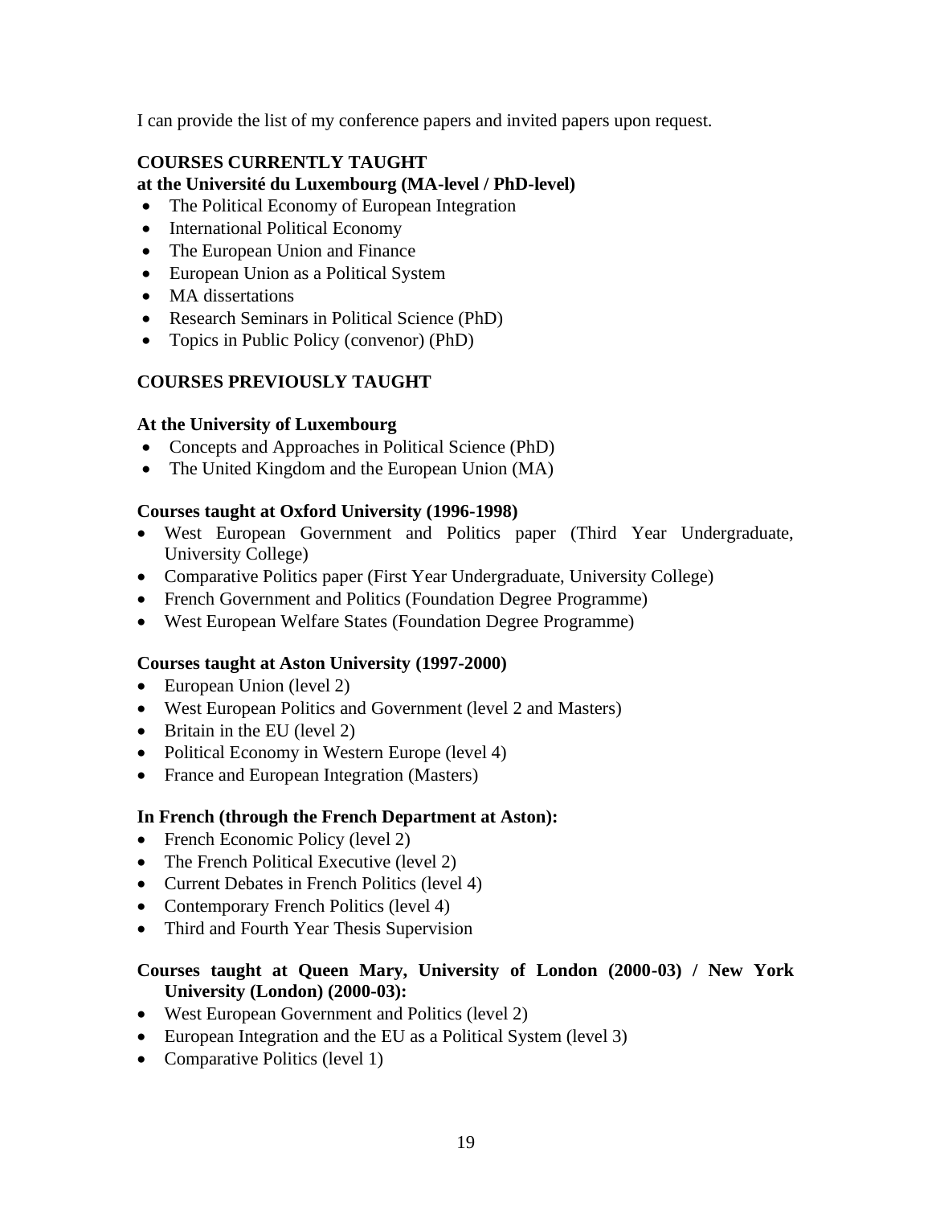I can provide the list of my conference papers and invited papers upon request.

## COURSES CURRENTLY TAUGHT

### at the Université du Luxembourg (MA-level / PhD-level)

- The Political Economy of European Integration
- International Political Economy
- The European Union and Finance
- European Union as a Political System
- MA dissertations
- Research Seminars in Political Science (PhD)
- Topics in Public Policy (convenor) (PhD)

## COURSES PREVIOUSLY TAUGHT

### At the University of Luxembourg

- Concepts and Approaches in Political Science (PhD)
- The United Kingdom and the European Union (MA)

### Courses taught at Oxford University (1996-1998)

- West European Government and Politics paper (Third Year Undergraduate, University College)
- Comparative Politics paper (First Year Undergraduate, University College)
- French Government and Politics (Foundation Degree Programme)
- West European Welfare States (Foundation Degree Programme)

### Courses taught at Aston University (1997-2000)

- European Union (level 2)
- West European Politics and Government (level 2 and Masters)
- Britain in the EU (level 2)
- Political Economy in Western Europe (level 4)
- France and European Integration (Masters)

### In French (through the French Department at Aston):

- French Economic Policy (level 2)
- The French Political Executive (level 2)
- Current Debates in French Politics (level 4)
- Contemporary French Politics (level 4)
- Third and Fourth Year Thesis Supervision

### Courses taught at Queen Mary, University of London (2000-03) / New York University (London) (2000-03):

- West European Government and Politics (level 2)
- European Integration and the EU as a Political System (level 3)
- Comparative Politics (level 1)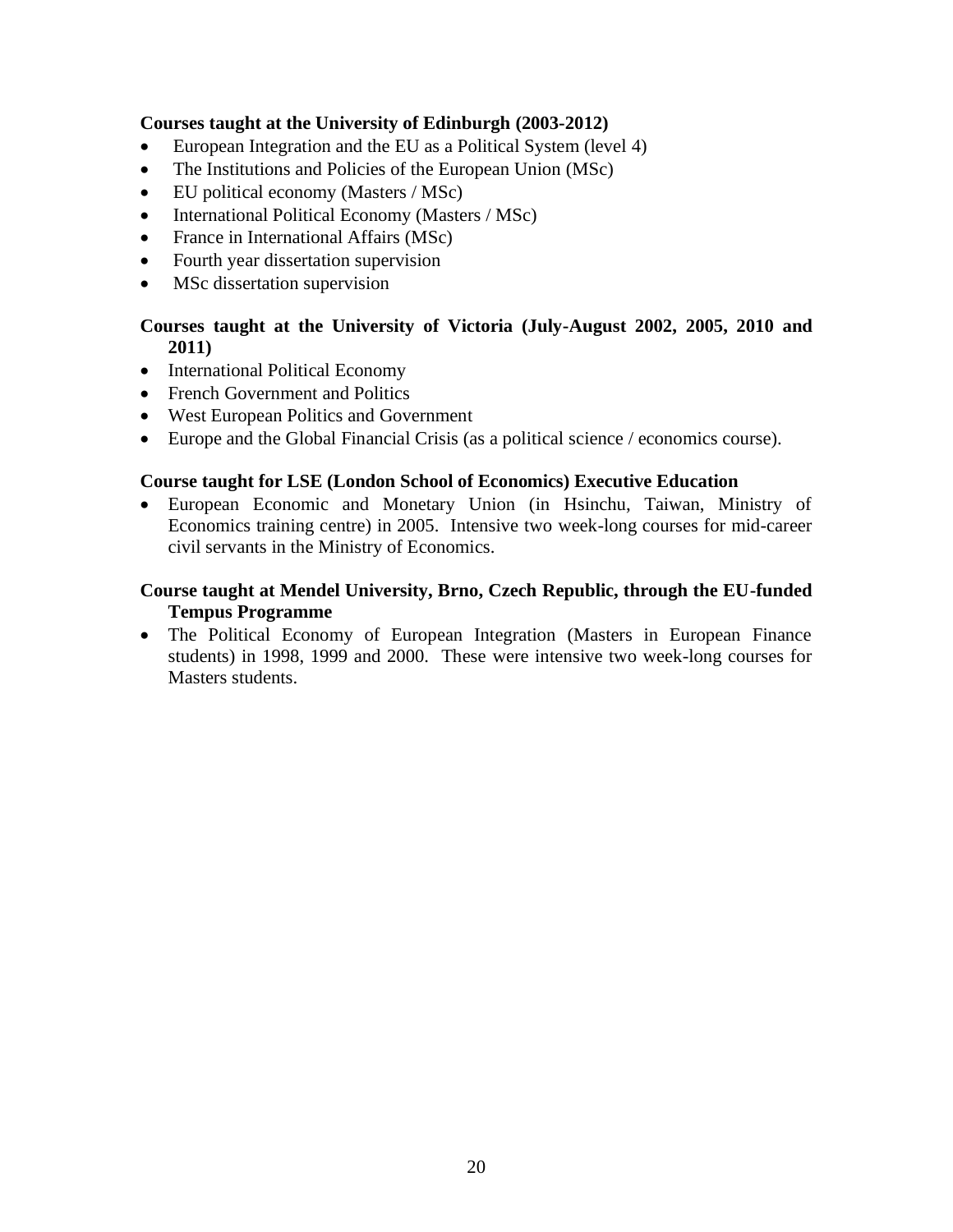**Courses taught at the University of Edinburgh (2003-2012)**

- European Integration and the EU as a Political System (level 4)
- The Institutions and Policies of the European Union (MSc)
- EU political economy (Masters / MSc)
- International Political Economy (Masters / MSc)
- France in International Affairs (MSc)
- Fourth year dissertation supervision
- MSc dissertation supervision

**Courses taught at the University of Victoria (July-August 2002, 2005, 2010 and 2011)**

- International Political Economy
- French Government and Politics
- West European Politics and Government
- Europe and the Global Financial Crisis (as a political science / economics course).

**Course taught for LSE (London School of Economics) Executive Education**

- European Economic and Monetary Union (in Hsinchu, Taiwan, Ministry of Economics training centre) in 2005. Intensive two week-long courses for mid-career civil servants in the Ministry of Economics.

**Course taught at Mendel University, Brno, Czech Republic, through the EU-funded Tempus Programme**

- The Political Economy of European Integration (Masters in European Finance students) in 1998, 1999 and 2000. These were intensive two week-long courses for Masters students.